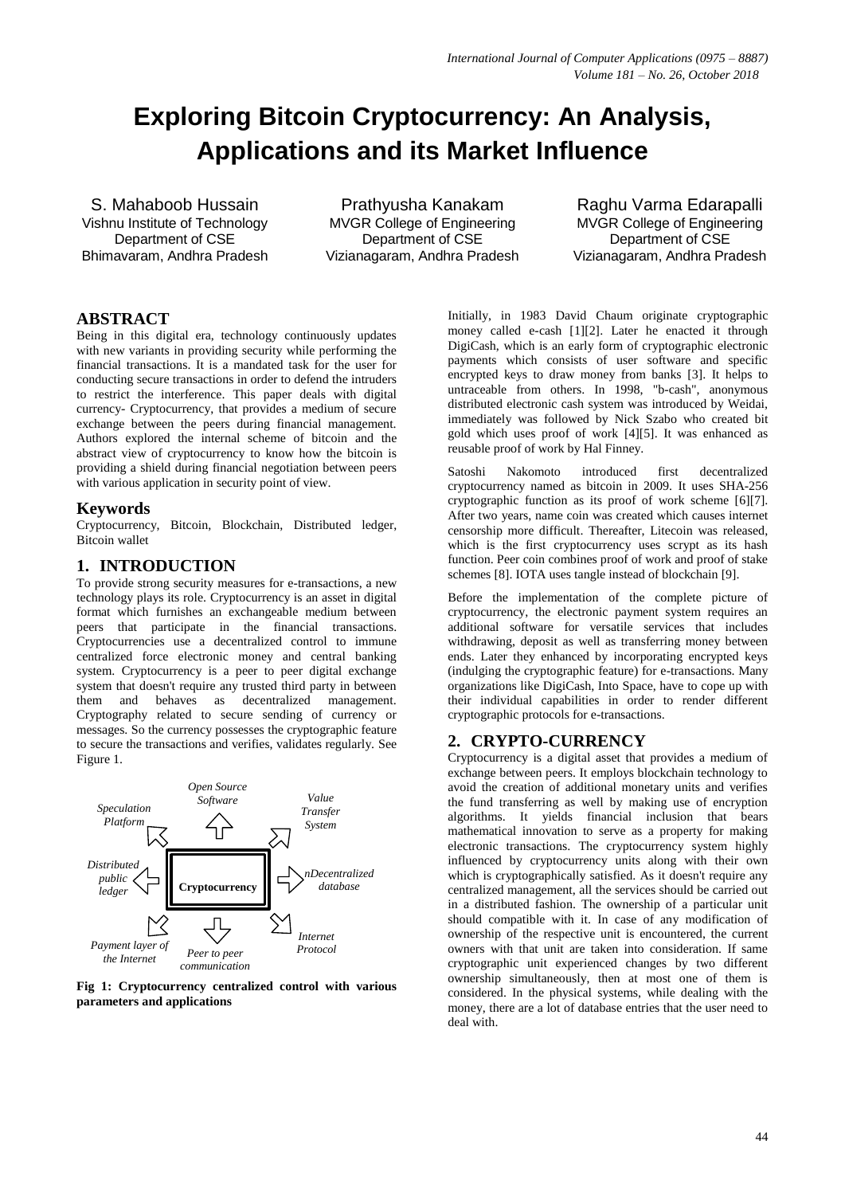# Exploring Bitcoin Cryptocurrency: An Analysis, Applications and its Market Influence

S. Mahaboob Hussain
Vishnu Institute of Technology
Department of CSE
Bhimavaram, Andhra Pradesh

Prathyusha Kanakam
MVGR College of Engineering
Department of CSE
Vizianagaram, Andhra Pradesh

Raghu Varma Edarapalli
MVGR College of Engineering
Department of CSE
Vizianagaram, Andhra Pradesh

## ABSTRACT

Being in this digital era, technology continuously updates with new variants in providing security while performing the financial transactions. It is a mandated task for the user for conducting secure transactions in order to defend the intruders to restrict the interference. This paper deals with digital currency- Cryptocurrency, that provides a medium of secure exchange between the peers during financial management. Authors explored the internal scheme of bitcoin and the abstract view of cryptocurrency to know how the bitcoin is providing a shield during financial negotiation between peers with various application in security point of view.

### Keywords

Cryptocurrency, Bitcoin, Blockchain, Distributed ledger, Bitcoin wallet

## 1. INTRODUCTION

To provide strong security measures for e-transactions, a new technology plays its role. Cryptocurrency is an asset in digital format which furnishes an exchangeable medium between peers that participate in the financial transactions. Cryptocurrencies use a decentralized control to immune centralized force electronic money and central banking system. Cryptocurrency is a peer to peer digital exchange system that doesn't require any trusted third party in between them and behaves as decentralized management. Cryptography related to secure sending of currency or messages. So the currency possesses the cryptographic feature to secure the transactions and verifies, validates regularly. See Figure 1.

*Open Source Software* · *Value Transfer System* · *nDecentralized database* · *Internet Protocol* · *Peer to peer communication* · *Payment layer of the Internet* · *Distributed public ledger* · *Speculation Platform* · **Cryptocurrency**

**Fig 1: Cryptocurrency centralized control with various parameters and applications**

Initially, in 1983 David Chaum originate cryptographic money called e-cash [1][2]. Later he enacted it through DigiCash, which is an early form of cryptographic electronic payments which consists of user software and specific encrypted keys to draw money from banks [3]. It helps to untraceable from others. In 1998, "b-cash", anonymous distributed electronic cash system was introduced by Weidai, immediately was followed by Nick Szabo who created bit gold which uses proof of work [4][5]. It was enhanced as reusable proof of work by Hal Finney.

Satoshi Nakomoto introduced first decentralized cryptocurrency named as bitcoin in 2009. It uses SHA-256 cryptographic function as its proof of work scheme [6][7]. After two years, name coin was created which causes internet censorship more difficult. Thereafter, Litecoin was released, which is the first cryptocurrency uses scrypt as its hash function. Peer coin combines proof of work and proof of stake schemes [8]. IOTA uses tangle instead of blockchain [9].

Before the implementation of the complete picture of cryptocurrency, the electronic payment system requires an additional software for versatile services that includes withdrawing, deposit as well as transferring money between ends. Later they enhanced by incorporating encrypted keys (indulging the cryptographic feature) for e-transactions. Many organizations like DigiCash, Into Space, have to cope up with their individual capabilities in order to render different cryptographic protocols for e-transactions.

## 2. CRYPTO-CURRENCY

Cryptocurrency is a digital asset that provides a medium of exchange between peers. It employs blockchain technology to avoid the creation of additional monetary units and verifies the fund transferring as well by making use of encryption algorithms. It yields financial inclusion that bears mathematical innovation to serve as a property for making electronic transactions. The cryptocurrency system highly influenced by cryptocurrency units along with their own which is cryptographically satisfied. As it doesn't require any centralized management, all the services should be carried out in a distributed fashion. The ownership of a particular unit should compatible with it. In case of any modification of ownership of the respective unit is encountered, the current owners with that unit are taken into consideration. If same cryptographic unit experienced changes by two different ownership simultaneously, then at most one of them is considered. In the physical systems, while dealing with the money, there are a lot of database entries that the user need to deal with.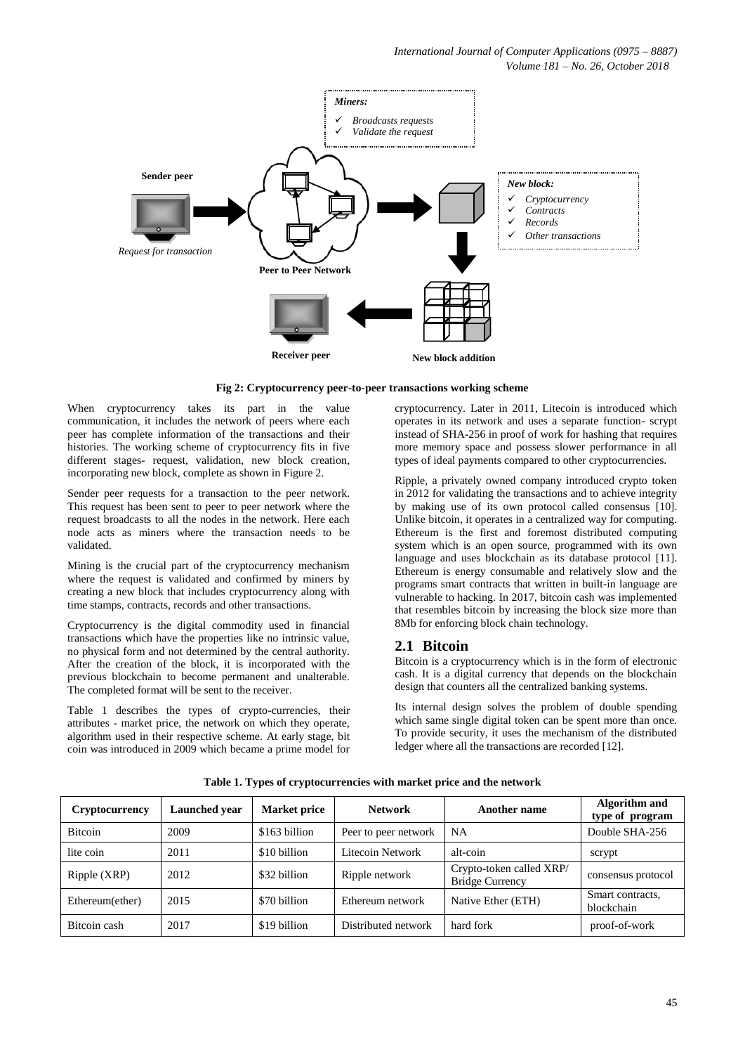Fig 2: Cryptocurrency peer-to-peer transactions working scheme

When cryptocurrency takes its part in the value communication, it includes the network of peers where each peer has complete information of the transactions and their histories. The working scheme of cryptocurrency fits in five different stages- request, validation, new block creation, incorporating new block, complete as shown in Figure 2.

Sender peer requests for a transaction to the peer network. This request has been sent to peer to peer network where the request broadcasts to all the nodes in the network. Here each node acts as miners where the transaction needs to be validated.

Mining is the crucial part of the cryptocurrency mechanism where the request is validated and confirmed by miners by creating a new block that includes cryptocurrency along with time stamps, contracts, records and other transactions.

Cryptocurrency is the digital commodity used in financial transactions which have the properties like no intrinsic value, no physical form and not determined by the central authority. After the creation of the block, it is incorporated with the previous blockchain to become permanent and unalterable. The completed format will be sent to the receiver.

Table 1 describes the types of crypto-currencies, their attributes - market price, the network on which they operate, algorithm used in their respective scheme. At early stage, bit coin was introduced in 2009 which became a prime model for cryptocurrency. Later in 2011, Litecoin is introduced which operates in its network and uses a separate function- scrypt instead of SHA-256 in proof of work for hashing that requires more memory space and possess slower performance in all types of ideal payments compared to other cryptocurrencies.

Ripple, a privately owned company introduced crypto token in 2012 for validating the transactions and to achieve integrity by making use of its own protocol called consensus [10]. Unlike bitcoin, it operates in a centralized way for computing. Ethereum is the first and foremost distributed computing system which is an open source, programmed with its own language and uses blockchain as its database protocol [11]. Ethereum is energy consumable and relatively slow and the programs smart contracts that written in built-in language are vulnerable to hacking. In 2017, bitcoin cash was implemented that resembles bitcoin by increasing the block size more than 8Mb for enforcing block chain technology.

## 2.1 Bitcoin

Bitcoin is a cryptocurrency which is in the form of electronic cash. It is a digital currency that depends on the blockchain design that counters all the centralized banking systems.

Its internal design solves the problem of double spending which same single digital token can be spent more than once. To provide security, it uses the mechanism of the distributed ledger where all the transactions are recorded [12].

**Table 1. Types of cryptocurrencies with market price and the network**

| Cryptocurrency | Launched year | Market price | Network | Another name | Algorithm and type of program |
|---|---|---|---|---|---|
| Bitcoin | 2009 | $163 billion | Peer to peer network | NA | Double SHA-256 |
| lite coin | 2011 | $10 billion | Litecoin Network | alt-coin | scrypt |
| Ripple (XRP) | 2012 | $32 billion | Ripple network | Crypto-token called XRP/ Bridge Currency | consensus protocol |
| Ethereum(ether) | 2015 | $70 billion | Ethereum network | Native Ether (ETH) | Smart contracts, blockchain |
| Bitcoin cash | 2017 | $19 billion | Distributed network | hard fork | proof-of-work |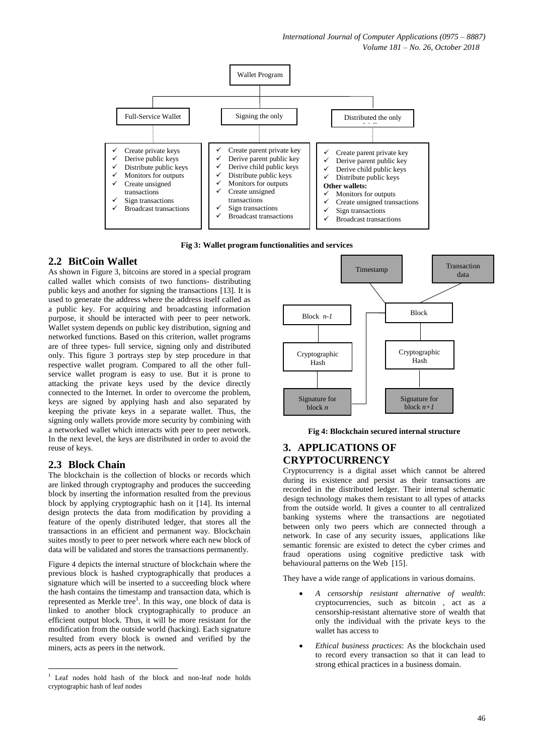Wallet Program

| Full-Service Wallet | Signing the only | Distributed the only |
|---|---|---|
| ✓ Create private keys<br>✓ Derive public keys<br>✓ Distribute public keys<br>✓ Monitors for outputs<br>✓ Create unsigned transactions<br>✓ Sign transactions<br>✓ Broadcast transactions | ✓ Create parent private key<br>✓ Derive parent public key<br>✓ Derive child public keys<br>✓ Distribute public keys<br>✓ Monitors for outputs<br>✓ Create unsigned transactions<br>✓ Sign transactions<br>✓ Broadcast transactions | ✓ Create parent private key<br>✓ Derive parent public key<br>✓ Derive child public keys<br>✓ Distribute public keys<br>**Other wallets:**<br>✓ Monitors for outputs<br>✓ Create unsigned transactions<br>✓ Sign transactions<br>✓ Broadcast transactions |

**Fig 3: Wallet program functionalities and services**

## 2.2 BitCoin Wallet

As shown in Figure 3, bitcoins are stored in a special program called wallet which consists of two functions- distributing public keys and another for signing the transactions [13]. It is used to generate the address where the address itself called as a public key. For acquiring and broadcasting information purpose, it should be interacted with peer to peer network. Wallet system depends on public key distribution, signing and networked functions. Based on this criterion, wallet programs are of three types- full service, signing only and distributed only. This figure 3 portrays step by step procedure in that respective wallet program. Compared to all the other full-service wallet program is easy to use. But it is prone to attacking the private keys used by the device directly connected to the Internet. In order to overcome the problem, keys are signed by applying hash and also separated by keeping the private keys in a separate wallet. Thus, the signing only wallets provide more security by combining with a networked wallet which interacts with peer to peer network. In the next level, the keys are distributed in order to avoid the reuse of keys.

## 2.3 Block Chain

The blockchain is the collection of blocks or records which are linked through cryptography and produces the succeeding block by inserting the information resulted from the previous block by applying cryptographic hash on it [14]. Its internal design protects the data from modification by providing a feature of the openly distributed ledger, that stores all the transactions in an efficient and permanent way. Blockchain suites mostly to peer to peer network where each new block of data will be validated and stores the transactions permanently.

Figure 4 depicts the internal structure of blockchain where the previous block is hashed cryptographically that produces a signature which will be inserted to a succeeding block where the hash contains the timestamp and transaction data, which is represented as Merkle tree[1]. In this way, one block of data is linked to another block cryptographically to produce an efficient output block. Thus, it will be more resistant for the modification from the outside world (hacking). Each signature resulted from every block is owned and verified by the miners, acts as peers in the network.

[1] Leaf nodes hold hash of the block and non-leaf node holds cryptographic hash of leaf nodes

Timestamp — Transaction data — Block — Block *n-1* — Cryptographic Hash — Signature for block *n* — Cryptographic Hash — Signature for block *n+1*

**Fig 4: Blockchain secured internal structure**

# 3. APPLICATIONS OF CRYPTOCURRENCY

Cryptocurrency is a digital asset which cannot be altered during its existence and persist as their transactions are recorded in the distributed ledger. Their internal schematic design technology makes them resistant to all types of attacks from the outside world. It gives a counter to all centralized banking systems where the transactions are negotiated between only two peers which are connected through a network. In case of any security issues, applications like semantic forensic are existed to detect the cyber crimes and fraud operations using cognitive predictive task with behavioural patterns on the Web [15].

They have a wide range of applications in various domains.

- *A censorship resistant alternative of wealth*: cryptocurrencies, such as bitcoin , act as a censorship-resistant alternative store of wealth that only the individual with the private keys to the wallet has access to
- *Ethical business practices*: As the blockchain used to record every transaction so that it can lead to strong ethical practices in a business domain.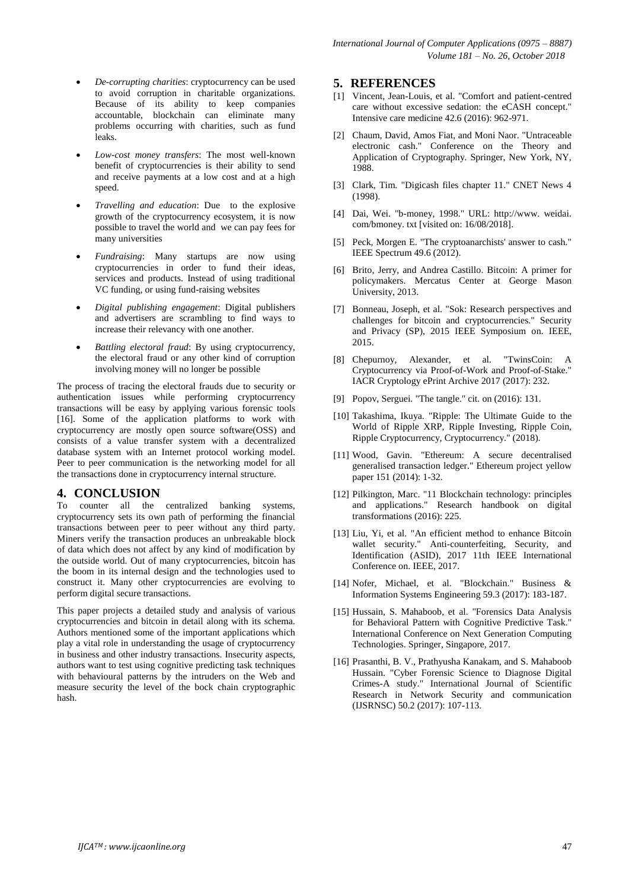- *De-corrupting charities*: cryptocurrency can be used to avoid corruption in charitable organizations. Because of its ability to keep companies accountable, blockchain can eliminate many problems occurring with charities, such as fund leaks.
- *Low-cost money transfers*: The most well-known benefit of cryptocurrencies is their ability to send and receive payments at a low cost and at a high speed.
- *Travelling and education*: Due to the explosive growth of the cryptocurrency ecosystem, it is now possible to travel the world and we can pay fees for many universities
- *Fundraising*: Many startups are now using cryptocurrencies in order to fund their ideas, services and products. Instead of using traditional VC funding, or using fund-raising websites
- *Digital publishing engagement*: Digital publishers and advertisers are scrambling to find ways to increase their relevancy with one another.
- *Battling electoral fraud*: By using cryptocurrency, the electoral fraud or any other kind of corruption involving money will no longer be possible

The process of tracing the electoral frauds due to security or authentication issues while performing cryptocurrency transactions will be easy by applying various forensic tools [16]. Some of the application platforms to work with cryptocurrency are mostly open source software(OSS) and consists of a value transfer system with a decentralized database system with an Internet protocol working model. Peer to peer communication is the networking model for all the transactions done in cryptocurrency internal structure.

## 4. CONCLUSION

To counter all the centralized banking systems, cryptocurrency sets its own path of performing the financial transactions between peer to peer without any third party. Miners verify the transaction produces an unbreakable block of data which does not affect by any kind of modification by the outside world. Out of many cryptocurrencies, bitcoin has the boom in its internal design and the technologies used to construct it. Many other cryptocurrencies are evolving to perform digital secure transactions.

This paper projects a detailed study and analysis of various cryptocurrencies and bitcoin in detail along with its schema. Authors mentioned some of the important applications which play a vital role in understanding the usage of cryptocurrency in business and other industry transactions. Insecurity aspects, authors want to test using cognitive predicting task techniques with behavioural patterns by the intruders on the Web and measure security the level of the bock chain cryptographic hash.

## 5. REFERENCES

[1] Vincent, Jean-Louis, et al. "Comfort and patient-centred care without excessive sedation: the eCASH concept." Intensive care medicine 42.6 (2016): 962-971.

[2] Chaum, David, Amos Fiat, and Moni Naor. "Untraceable electronic cash." Conference on the Theory and Application of Cryptography. Springer, New York, NY, 1988.

[3] Clark, Tim. "Digicash files chapter 11." CNET News 4 (1998).

[4] Dai, Wei. "b-money, 1998." URL: http://www. weidai. com/bmoney. txt [visited on: 16/08/2018].

[5] Peck, Morgen E. "The cryptoanarchists' answer to cash." IEEE Spectrum 49.6 (2012).

[6] Brito, Jerry, and Andrea Castillo. Bitcoin: A primer for policymakers. Mercatus Center at George Mason University, 2013.

[7] Bonneau, Joseph, et al. "Sok: Research perspectives and challenges for bitcoin and cryptocurrencies." Security and Privacy (SP), 2015 IEEE Symposium on. IEEE, 2015.

[8] Chepurnoy, Alexander, et al. "TwinsCoin: A Cryptocurrency via Proof-of-Work and Proof-of-Stake." IACR Cryptology ePrint Archive 2017 (2017): 232.

[9] Popov, Serguei. "The tangle." cit. on (2016): 131.

[10] Takashima, Ikuya. "Ripple: The Ultimate Guide to the World of Ripple XRP, Ripple Investing, Ripple Coin, Ripple Cryptocurrency, Cryptocurrency." (2018).

[11] Wood, Gavin. "Ethereum: A secure decentralised generalised transaction ledger." Ethereum project yellow paper 151 (2014): 1-32.

[12] Pilkington, Marc. "11 Blockchain technology: principles and applications." Research handbook on digital transformations (2016): 225.

[13] Liu, Yi, et al. "An efficient method to enhance Bitcoin wallet security." Anti-counterfeiting, Security, and Identification (ASID), 2017 11th IEEE International Conference on. IEEE, 2017.

[14] Nofer, Michael, et al. "Blockchain." Business & Information Systems Engineering 59.3 (2017): 183-187.

[15] Hussain, S. Mahaboob, et al. "Forensics Data Analysis for Behavioral Pattern with Cognitive Predictive Task." International Conference on Next Generation Computing Technologies. Springer, Singapore, 2017.

[16] Prasanthi, B. V., Prathyusha Kanakam, and S. Mahaboob Hussain. "Cyber Forensic Science to Diagnose Digital Crimes-A study." International Journal of Scientific Research in Network Security and communication (IJSRNSC) 50.2 (2017): 107-113.